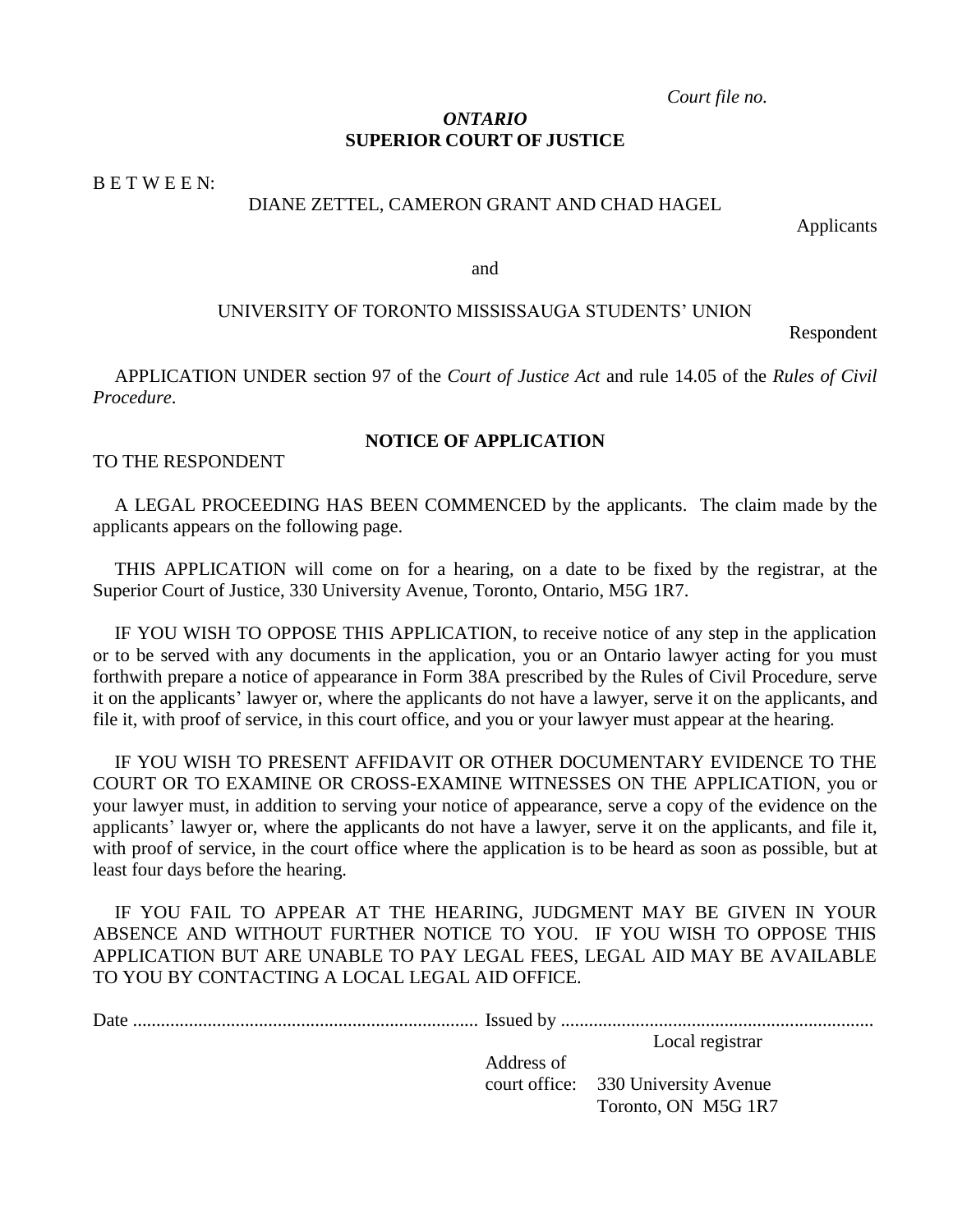*Court file no.*

*ONTARIO*
**SUPERIOR COURT OF JUSTICE**

B E T W E E N:

DIANE ZETTEL, CAMERON GRANT AND CHAD HAGEL

Applicants

and

UNIVERSITY OF TORONTO MISSISSAUGA STUDENTS' UNION

Respondent

APPLICATION UNDER section 97 of the *Court of Justice Act* and rule 14.05 of the *Rules of Civil Procedure*.

## NOTICE OF APPLICATION

TO THE RESPONDENT

A LEGAL PROCEEDING HAS BEEN COMMENCED by the applicants. The claim made by the applicants appears on the following page.

THIS APPLICATION will come on for a hearing, on a date to be fixed by the registrar, at the Superior Court of Justice, 330 University Avenue, Toronto, Ontario, M5G 1R7.

IF YOU WISH TO OPPOSE THIS APPLICATION, to receive notice of any step in the application or to be served with any documents in the application, you or an Ontario lawyer acting for you must forthwith prepare a notice of appearance in Form 38A prescribed by the Rules of Civil Procedure, serve it on the applicants' lawyer or, where the applicants do not have a lawyer, serve it on the applicants, and file it, with proof of service, in this court office, and you or your lawyer must appear at the hearing.

IF YOU WISH TO PRESENT AFFIDAVIT OR OTHER DOCUMENTARY EVIDENCE TO THE COURT OR TO EXAMINE OR CROSS-EXAMINE WITNESSES ON THE APPLICATION, you or your lawyer must, in addition to serving your notice of appearance, serve a copy of the evidence on the applicants' lawyer or, where the applicants do not have a lawyer, serve it on the applicants, and file it, with proof of service, in the court office where the application is to be heard as soon as possible, but at least four days before the hearing.

IF YOU FAIL TO APPEAR AT THE HEARING, JUDGMENT MAY BE GIVEN IN YOUR ABSENCE AND WITHOUT FURTHER NOTICE TO YOU. IF YOU WISH TO OPPOSE THIS APPLICATION BUT ARE UNABLE TO PAY LEGAL FEES, LEGAL AID MAY BE AVAILABLE TO YOU BY CONTACTING A LOCAL LEGAL AID OFFICE.

Date .......................................................................... Issued by ..................................................................

Local registrar

Address of
court office: 330 University Avenue
Toronto, ON M5G 1R7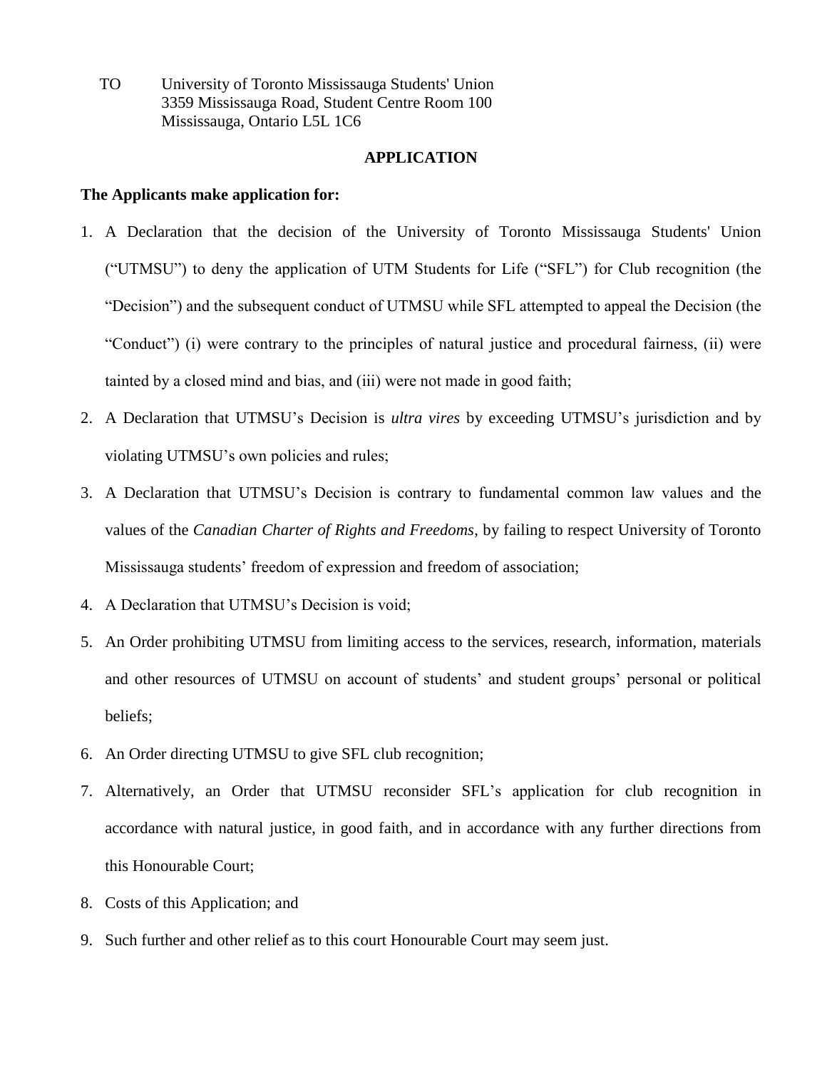TO University of Toronto Mississauga Students' Union
3359 Mississauga Road, Student Centre Room 100
Mississauga, Ontario L5L 1C6

## APPLICATION

**The Applicants make application for:**

1. A Declaration that the decision of the University of Toronto Mississauga Students' Union ("UTMSU") to deny the application of UTM Students for Life ("SFL") for Club recognition (the "Decision") and the subsequent conduct of UTMSU while SFL attempted to appeal the Decision (the "Conduct") (i) were contrary to the principles of natural justice and procedural fairness, (ii) were tainted by a closed mind and bias, and (iii) were not made in good faith;
2. A Declaration that UTMSU's Decision is *ultra vires* by exceeding UTMSU's jurisdiction and by violating UTMSU's own policies and rules;
3. A Declaration that UTMSU's Decision is contrary to fundamental common law values and the values of the *Canadian Charter of Rights and Freedoms*, by failing to respect University of Toronto Mississauga students' freedom of expression and freedom of association;
4. A Declaration that UTMSU's Decision is void;
5. An Order prohibiting UTMSU from limiting access to the services, research, information, materials and other resources of UTMSU on account of students' and student groups' personal or political beliefs;
6. An Order directing UTMSU to give SFL club recognition;
7. Alternatively, an Order that UTMSU reconsider SFL's application for club recognition in accordance with natural justice, in good faith, and in accordance with any further directions from this Honourable Court;
8. Costs of this Application; and
9. Such further and other relief as to this court Honourable Court may seem just.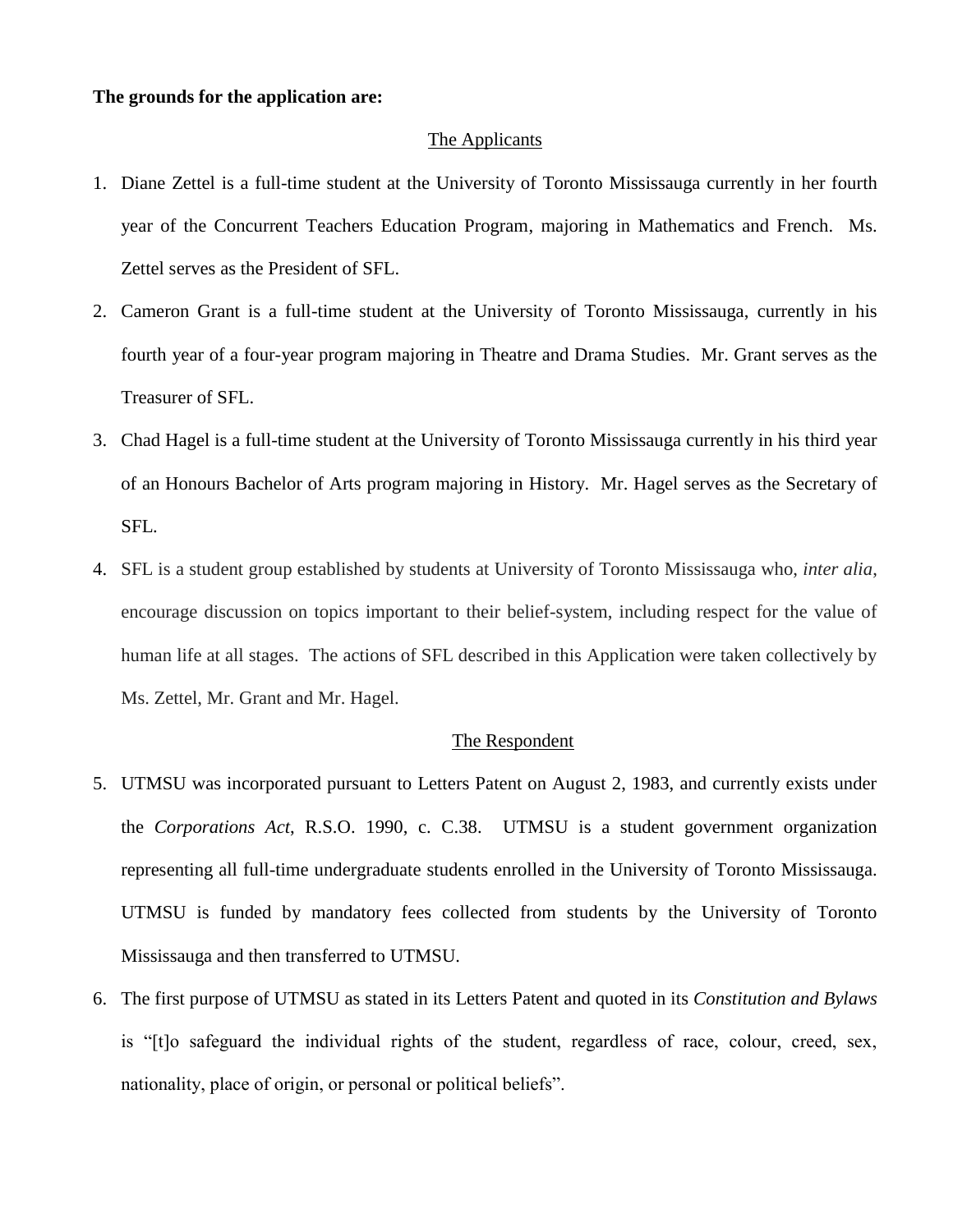**The grounds for the application are:**

The Applicants

1. Diane Zettel is a full-time student at the University of Toronto Mississauga currently in her fourth year of the Concurrent Teachers Education Program, majoring in Mathematics and French. Ms. Zettel serves as the President of SFL.
2. Cameron Grant is a full-time student at the University of Toronto Mississauga, currently in his fourth year of a four-year program majoring in Theatre and Drama Studies. Mr. Grant serves as the Treasurer of SFL.
3. Chad Hagel is a full-time student at the University of Toronto Mississauga currently in his third year of an Honours Bachelor of Arts program majoring in History. Mr. Hagel serves as the Secretary of SFL.
4. SFL is a student group established by students at University of Toronto Mississauga who, *inter alia*, encourage discussion on topics important to their belief-system, including respect for the value of human life at all stages. The actions of SFL described in this Application were taken collectively by Ms. Zettel, Mr. Grant and Mr. Hagel.

The Respondent

5. UTMSU was incorporated pursuant to Letters Patent on August 2, 1983, and currently exists under the *Corporations Act*, R.S.O. 1990, c. C.38. UTMSU is a student government organization representing all full-time undergraduate students enrolled in the University of Toronto Mississauga. UTMSU is funded by mandatory fees collected from students by the University of Toronto Mississauga and then transferred to UTMSU.
6. The first purpose of UTMSU as stated in its Letters Patent and quoted in its *Constitution and Bylaws* is "[t]o safeguard the individual rights of the student, regardless of race, colour, creed, sex, nationality, place of origin, or personal or political beliefs".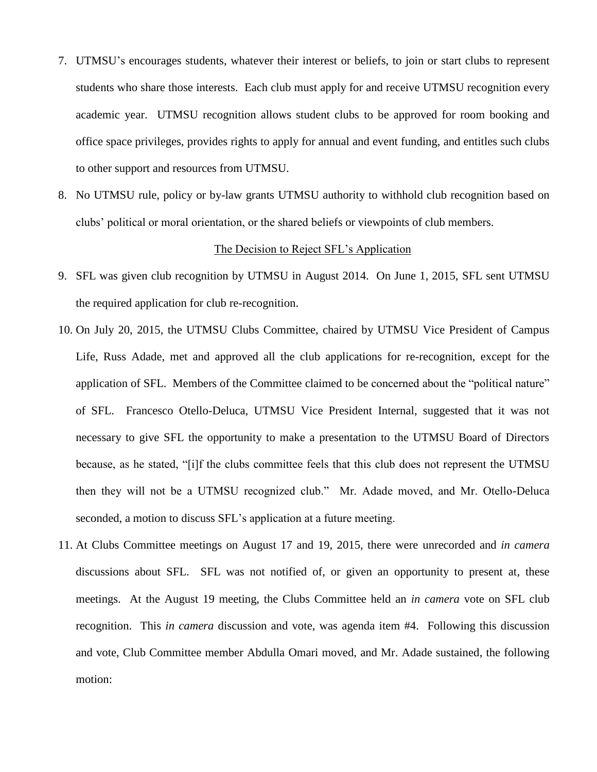7. UTMSU's encourages students, whatever their interest or beliefs, to join or start clubs to represent students who share those interests. Each club must apply for and receive UTMSU recognition every academic year. UTMSU recognition allows student clubs to be approved for room booking and office space privileges, provides rights to apply for annual and event funding, and entitles such clubs to other support and resources from UTMSU.

8. No UTMSU rule, policy or by-law grants UTMSU authority to withhold club recognition based on clubs' political or moral orientation, or the shared beliefs or viewpoints of club members.

<u>The Decision to Reject SFL's Application</u>

9. SFL was given club recognition by UTMSU in August 2014. On June 1, 2015, SFL sent UTMSU the required application for club re-recognition.

10. On July 20, 2015, the UTMSU Clubs Committee, chaired by UTMSU Vice President of Campus Life, Russ Adade, met and approved all the club applications for re-recognition, except for the application of SFL. Members of the Committee claimed to be concerned about the "political nature" of SFL. Francesco Otello-Deluca, UTMSU Vice President Internal, suggested that it was not necessary to give SFL the opportunity to make a presentation to the UTMSU Board of Directors because, as he stated, "[i]f the clubs committee feels that this club does not represent the UTMSU then they will not be a UTMSU recognized club." Mr. Adade moved, and Mr. Otello-Deluca seconded, a motion to discuss SFL's application at a future meeting.

11. At Clubs Committee meetings on August 17 and 19, 2015, there were unrecorded and *in camera* discussions about SFL. SFL was not notified of, or given an opportunity to present at, these meetings. At the August 19 meeting, the Clubs Committee held an *in camera* vote on SFL club recognition. This *in camera* discussion and vote, was agenda item #4. Following this discussion and vote, Club Committee member Abdulla Omari moved, and Mr. Adade sustained, the following motion: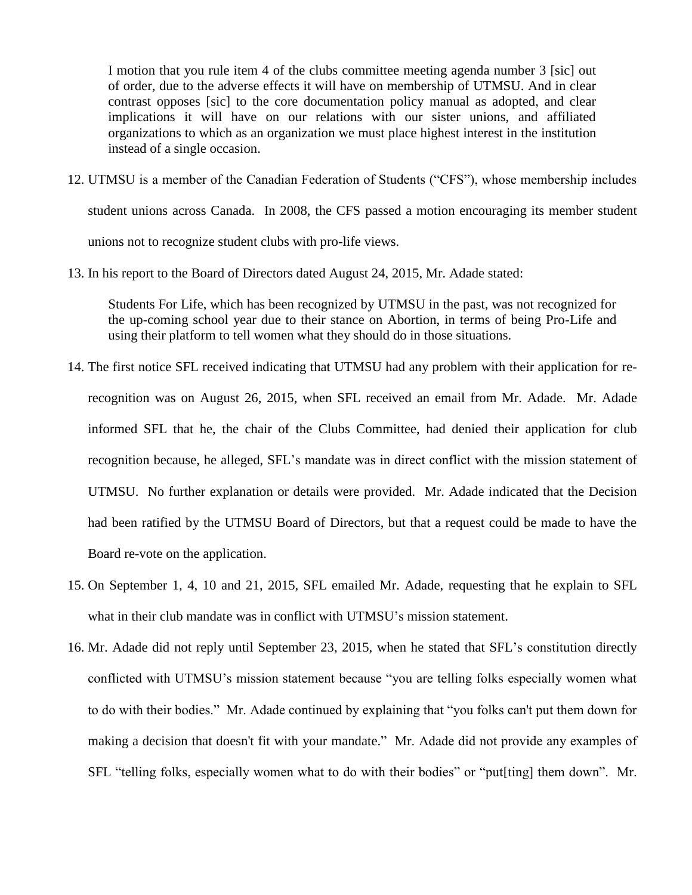> I motion that you rule item 4 of the clubs committee meeting agenda number 3 [sic] out of order, due to the adverse effects it will have on membership of UTMSU. And in clear contrast opposes [sic] to the core documentation policy manual as adopted, and clear implications it will have on our relations with our sister unions, and affiliated organizations to which as an organization we must place highest interest in the institution instead of a single occasion.

12. UTMSU is a member of the Canadian Federation of Students ("CFS"), whose membership includes student unions across Canada. In 2008, the CFS passed a motion encouraging its member student unions not to recognize student clubs with pro-life views.

13. In his report to the Board of Directors dated August 24, 2015, Mr. Adade stated:

> Students For Life, which has been recognized by UTMSU in the past, was not recognized for the up-coming school year due to their stance on Abortion, in terms of being Pro-Life and using their platform to tell women what they should do in those situations.

14. The first notice SFL received indicating that UTMSU had any problem with their application for re-recognition was on August 26, 2015, when SFL received an email from Mr. Adade. Mr. Adade informed SFL that he, the chair of the Clubs Committee, had denied their application for club recognition because, he alleged, SFL's mandate was in direct conflict with the mission statement of UTMSU. No further explanation or details were provided. Mr. Adade indicated that the Decision had been ratified by the UTMSU Board of Directors, but that a request could be made to have the Board re-vote on the application.

15. On September 1, 4, 10 and 21, 2015, SFL emailed Mr. Adade, requesting that he explain to SFL what in their club mandate was in conflict with UTMSU's mission statement.

16. Mr. Adade did not reply until September 23, 2015, when he stated that SFL's constitution directly conflicted with UTMSU's mission statement because "you are telling folks especially women what to do with their bodies." Mr. Adade continued by explaining that "you folks can't put them down for making a decision that doesn't fit with your mandate." Mr. Adade did not provide any examples of SFL "telling folks, especially women what to do with their bodies" or "put[ting] them down". Mr.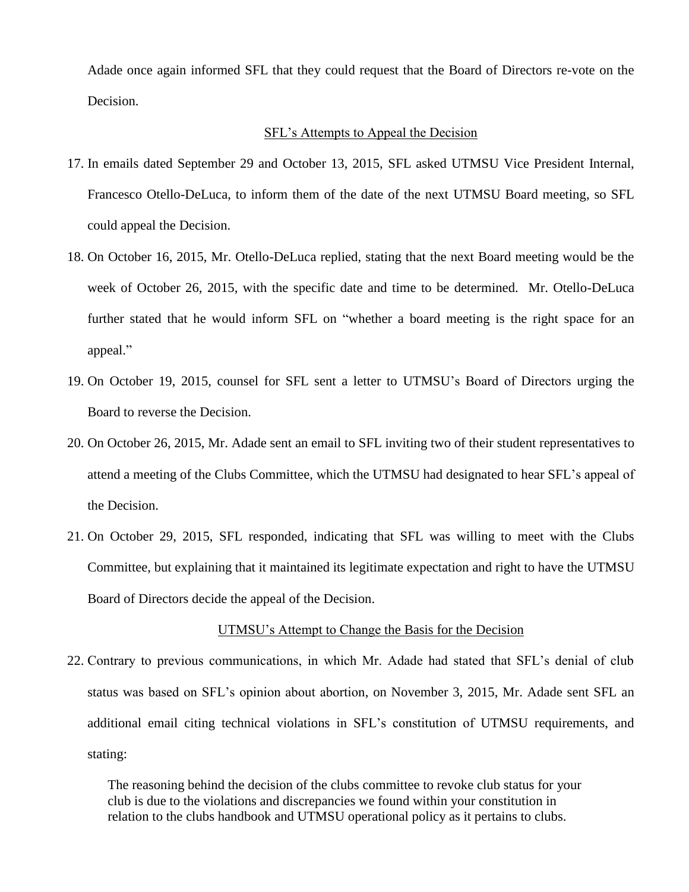Adade once again informed SFL that they could request that the Board of Directors re-vote on the Decision.

## SFL's Attempts to Appeal the Decision

17. In emails dated September 29 and October 13, 2015, SFL asked UTMSU Vice President Internal, Francesco Otello-DeLuca, to inform them of the date of the next UTMSU Board meeting, so SFL could appeal the Decision.

18. On October 16, 2015, Mr. Otello-DeLuca replied, stating that the next Board meeting would be the week of October 26, 2015, with the specific date and time to be determined. Mr. Otello-DeLuca further stated that he would inform SFL on "whether a board meeting is the right space for an appeal."

19. On October 19, 2015, counsel for SFL sent a letter to UTMSU's Board of Directors urging the Board to reverse the Decision.

20. On October 26, 2015, Mr. Adade sent an email to SFL inviting two of their student representatives to attend a meeting of the Clubs Committee, which the UTMSU had designated to hear SFL's appeal of the Decision.

21. On October 29, 2015, SFL responded, indicating that SFL was willing to meet with the Clubs Committee, but explaining that it maintained its legitimate expectation and right to have the UTMSU Board of Directors decide the appeal of the Decision.

## UTMSU's Attempt to Change the Basis for the Decision

22. Contrary to previous communications, in which Mr. Adade had stated that SFL's denial of club status was based on SFL's opinion about abortion, on November 3, 2015, Mr. Adade sent SFL an additional email citing technical violations in SFL's constitution of UTMSU requirements, and stating:

> The reasoning behind the decision of the clubs committee to revoke club status for your club is due to the violations and discrepancies we found within your constitution in relation to the clubs handbook and UTMSU operational policy as it pertains to clubs.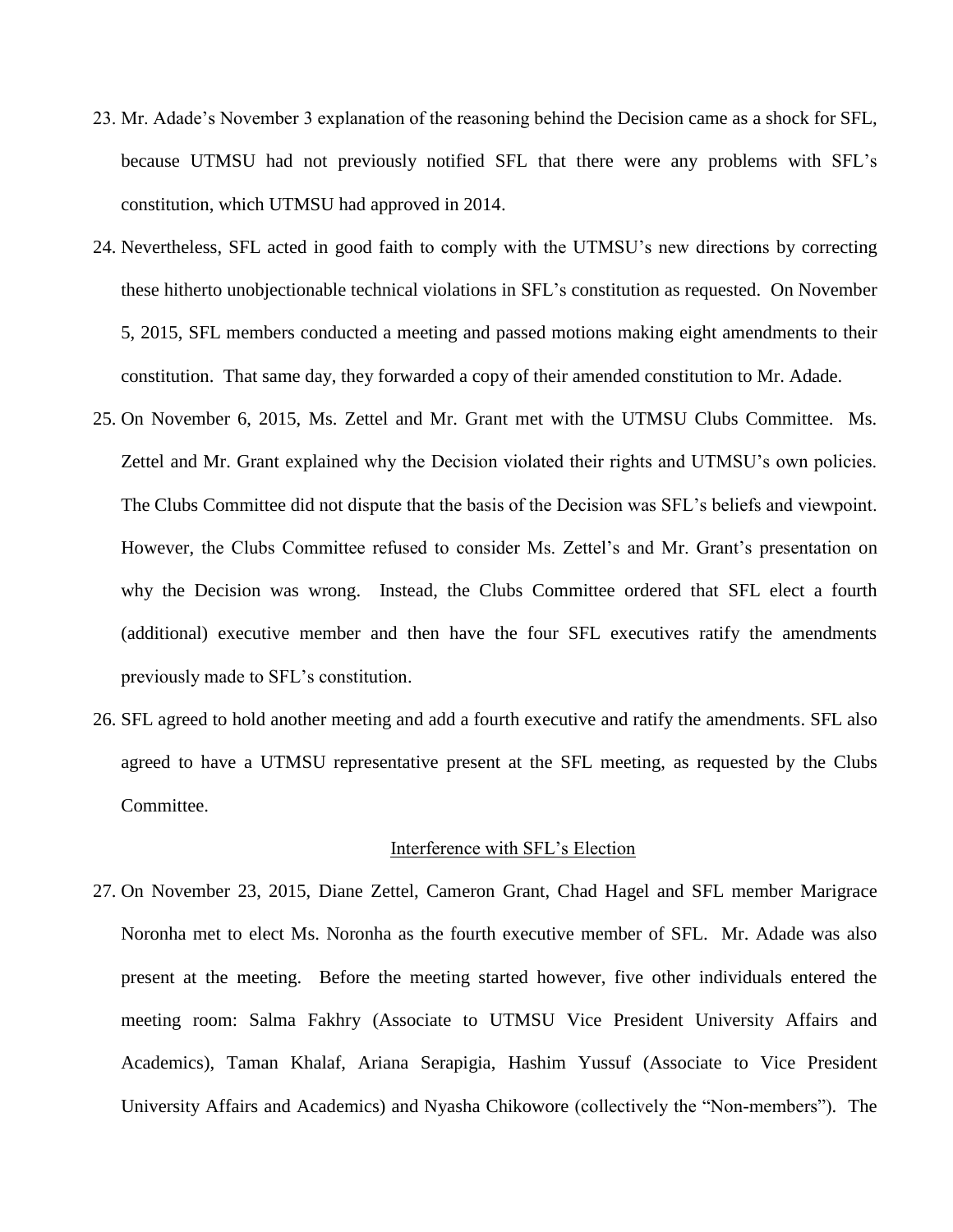23. Mr. Adade's November 3 explanation of the reasoning behind the Decision came as a shock for SFL, because UTMSU had not previously notified SFL that there were any problems with SFL's constitution, which UTMSU had approved in 2014.

24. Nevertheless, SFL acted in good faith to comply with the UTMSU's new directions by correcting these hitherto unobjectionable technical violations in SFL's constitution as requested. On November 5, 2015, SFL members conducted a meeting and passed motions making eight amendments to their constitution. That same day, they forwarded a copy of their amended constitution to Mr. Adade.

25. On November 6, 2015, Ms. Zettel and Mr. Grant met with the UTMSU Clubs Committee. Ms. Zettel and Mr. Grant explained why the Decision violated their rights and UTMSU's own policies. The Clubs Committee did not dispute that the basis of the Decision was SFL's beliefs and viewpoint. However, the Clubs Committee refused to consider Ms. Zettel's and Mr. Grant's presentation on why the Decision was wrong. Instead, the Clubs Committee ordered that SFL elect a fourth (additional) executive member and then have the four SFL executives ratify the amendments previously made to SFL's constitution.

26. SFL agreed to hold another meeting and add a fourth executive and ratify the amendments. SFL also agreed to have a UTMSU representative present at the SFL meeting, as requested by the Clubs Committee.

<u>Interference with SFL's Election</u>

27. On November 23, 2015, Diane Zettel, Cameron Grant, Chad Hagel and SFL member Marigrace Noronha met to elect Ms. Noronha as the fourth executive member of SFL. Mr. Adade was also present at the meeting. Before the meeting started however, five other individuals entered the meeting room: Salma Fakhry (Associate to UTMSU Vice President University Affairs and Academics), Taman Khalaf, Ariana Serapigia, Hashim Yussuf (Associate to Vice President University Affairs and Academics) and Nyasha Chikowore (collectively the "Non-members"). The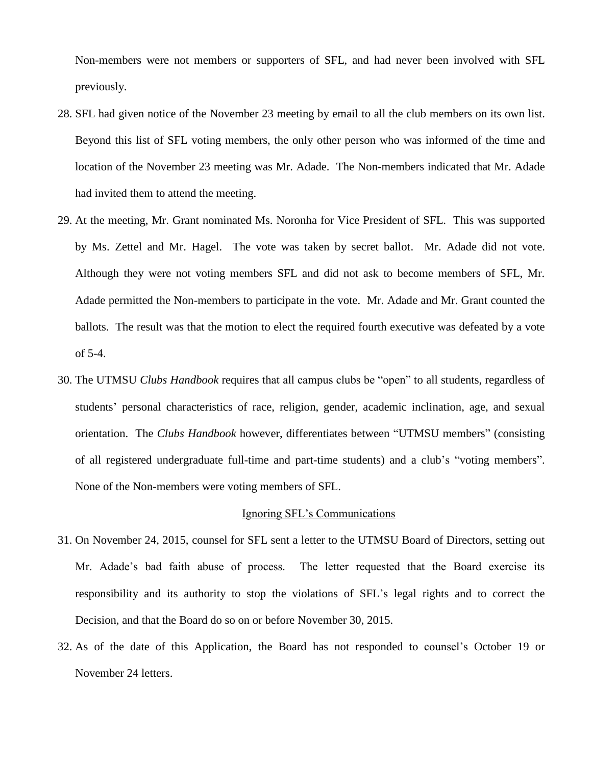Non-members were not members or supporters of SFL, and had never been involved with SFL previously.

28. SFL had given notice of the November 23 meeting by email to all the club members on its own list. Beyond this list of SFL voting members, the only other person who was informed of the time and location of the November 23 meeting was Mr. Adade. The Non-members indicated that Mr. Adade had invited them to attend the meeting.

29. At the meeting, Mr. Grant nominated Ms. Noronha for Vice President of SFL. This was supported by Ms. Zettel and Mr. Hagel. The vote was taken by secret ballot. Mr. Adade did not vote. Although they were not voting members SFL and did not ask to become members of SFL, Mr. Adade permitted the Non-members to participate in the vote. Mr. Adade and Mr. Grant counted the ballots. The result was that the motion to elect the required fourth executive was defeated by a vote of 5-4.

30. The UTMSU *Clubs Handbook* requires that all campus clubs be "open" to all students, regardless of students' personal characteristics of race, religion, gender, academic inclination, age, and sexual orientation. The *Clubs Handbook* however, differentiates between "UTMSU members" (consisting of all registered undergraduate full-time and part-time students) and a club's "voting members". None of the Non-members were voting members of SFL.

## Ignoring SFL's Communications

31. On November 24, 2015, counsel for SFL sent a letter to the UTMSU Board of Directors, setting out Mr. Adade's bad faith abuse of process. The letter requested that the Board exercise its responsibility and its authority to stop the violations of SFL's legal rights and to correct the Decision, and that the Board do so on or before November 30, 2015.

32. As of the date of this Application, the Board has not responded to counsel's October 19 or November 24 letters.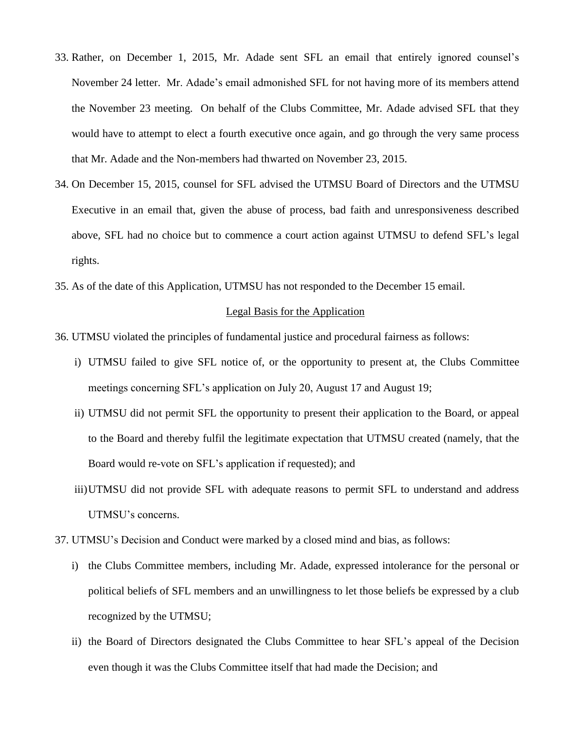33. Rather, on December 1, 2015, Mr. Adade sent SFL an email that entirely ignored counsel's November 24 letter. Mr. Adade's email admonished SFL for not having more of its members attend the November 23 meeting. On behalf of the Clubs Committee, Mr. Adade advised SFL that they would have to attempt to elect a fourth executive once again, and go through the very same process that Mr. Adade and the Non-members had thwarted on November 23, 2015.

34. On December 15, 2015, counsel for SFL advised the UTMSU Board of Directors and the UTMSU Executive in an email that, given the abuse of process, bad faith and unresponsiveness described above, SFL had no choice but to commence a court action against UTMSU to defend SFL's legal rights.

35. As of the date of this Application, UTMSU has not responded to the December 15 email.

<u>Legal Basis for the Application</u>

36. UTMSU violated the principles of fundamental justice and procedural fairness as follows:

    i) UTMSU failed to give SFL notice of, or the opportunity to present at, the Clubs Committee meetings concerning SFL's application on July 20, August 17 and August 19;

    ii) UTMSU did not permit SFL the opportunity to present their application to the Board, or appeal to the Board and thereby fulfil the legitimate expectation that UTMSU created (namely, that the Board would re-vote on SFL's application if requested); and

    iii) UTMSU did not provide SFL with adequate reasons to permit SFL to understand and address UTMSU's concerns.

37. UTMSU's Decision and Conduct were marked by a closed mind and bias, as follows:

    i) the Clubs Committee members, including Mr. Adade, expressed intolerance for the personal or political beliefs of SFL members and an unwillingness to let those beliefs be expressed by a club recognized by the UTMSU;

    ii) the Board of Directors designated the Clubs Committee to hear SFL's appeal of the Decision even though it was the Clubs Committee itself that had made the Decision; and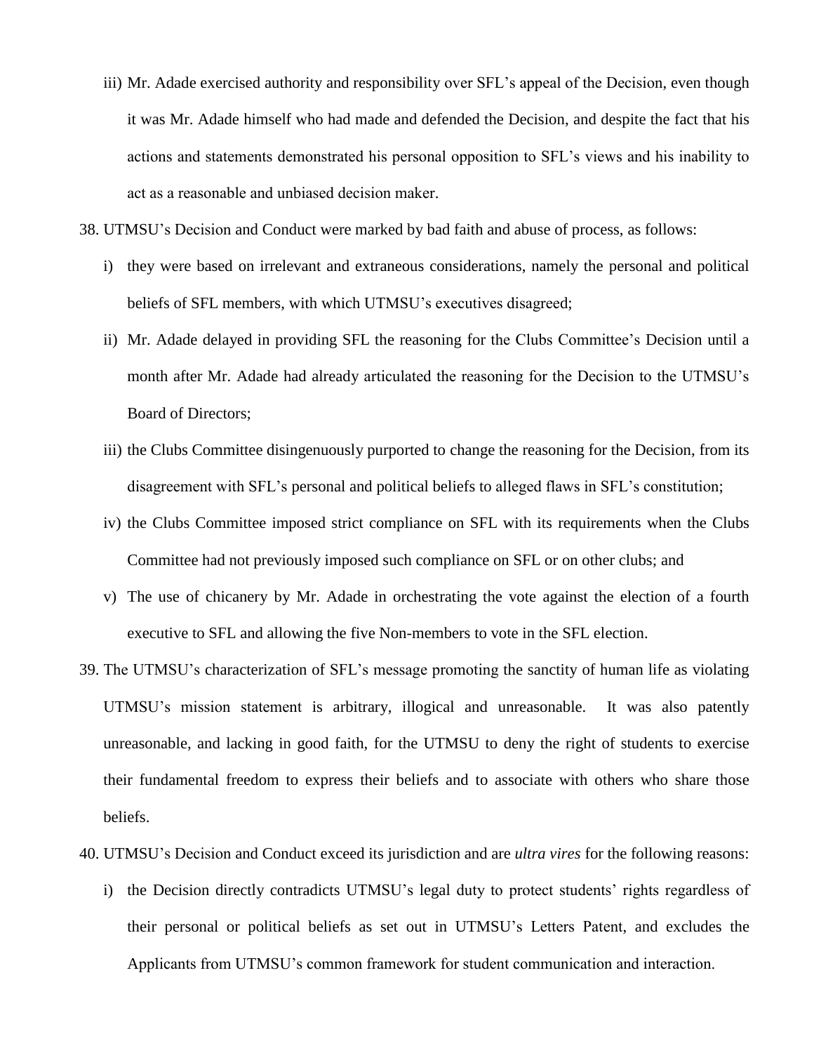iii) Mr. Adade exercised authority and responsibility over SFL's appeal of the Decision, even though it was Mr. Adade himself who had made and defended the Decision, and despite the fact that his actions and statements demonstrated his personal opposition to SFL's views and his inability to act as a reasonable and unbiased decision maker.

38. UTMSU's Decision and Conduct were marked by bad faith and abuse of process, as follows:

   i) they were based on irrelevant and extraneous considerations, namely the personal and political beliefs of SFL members, with which UTMSU's executives disagreed;

   ii) Mr. Adade delayed in providing SFL the reasoning for the Clubs Committee's Decision until a month after Mr. Adade had already articulated the reasoning for the Decision to the UTMSU's Board of Directors;

   iii) the Clubs Committee disingenuously purported to change the reasoning for the Decision, from its disagreement with SFL's personal and political beliefs to alleged flaws in SFL's constitution;

   iv) the Clubs Committee imposed strict compliance on SFL with its requirements when the Clubs Committee had not previously imposed such compliance on SFL or on other clubs; and

   v) The use of chicanery by Mr. Adade in orchestrating the vote against the election of a fourth executive to SFL and allowing the five Non-members to vote in the SFL election.

39. The UTMSU's characterization of SFL's message promoting the sanctity of human life as violating UTMSU's mission statement is arbitrary, illogical and unreasonable. It was also patently unreasonable, and lacking in good faith, for the UTMSU to deny the right of students to exercise their fundamental freedom to express their beliefs and to associate with others who share those beliefs.

40. UTMSU's Decision and Conduct exceed its jurisdiction and are *ultra vires* for the following reasons:

   i) the Decision directly contradicts UTMSU's legal duty to protect students' rights regardless of their personal or political beliefs as set out in UTMSU's Letters Patent, and excludes the Applicants from UTMSU's common framework for student communication and interaction.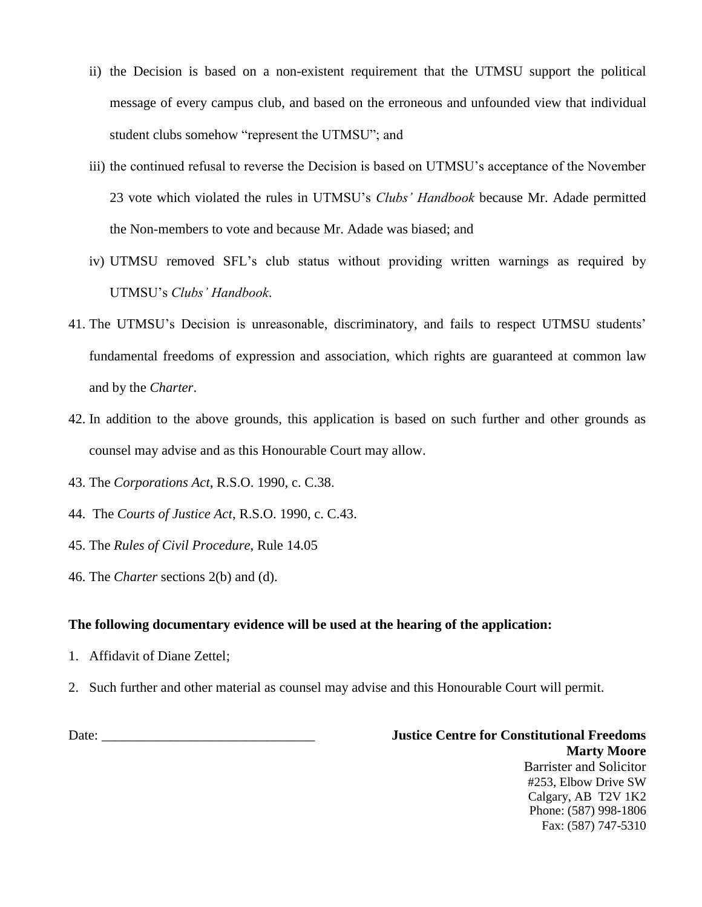ii) the Decision is based on a non-existent requirement that the UTMSU support the political message of every campus club, and based on the erroneous and unfounded view that individual student clubs somehow "represent the UTMSU"; and

iii) the continued refusal to reverse the Decision is based on UTMSU's acceptance of the November 23 vote which violated the rules in UTMSU's *Clubs' Handbook* because Mr. Adade permitted the Non-members to vote and because Mr. Adade was biased; and

iv) UTMSU removed SFL's club status without providing written warnings as required by UTMSU's *Clubs' Handbook*.

41. The UTMSU's Decision is unreasonable, discriminatory, and fails to respect UTMSU students' fundamental freedoms of expression and association, which rights are guaranteed at common law and by the *Charter*.

42. In addition to the above grounds, this application is based on such further and other grounds as counsel may advise and as this Honourable Court may allow.

43. The *Corporations Act*, R.S.O. 1990, c. C.38.

44. The *Courts of Justice Act*, R.S.O. 1990, c. C.43.

45. The *Rules of Civil Procedure*, Rule 14.05

46. The *Charter* sections 2(b) and (d).

**The following documentary evidence will be used at the hearing of the application:**

1. Affidavit of Diane Zettel;
2. Such further and other material as counsel may advise and this Honourable Court will permit.

Date: ______________________________

**Justice Centre for Constitutional Freedoms**
**Marty Moore**
Barrister and Solicitor
#253, Elbow Drive SW
Calgary, AB T2V 1K2
Phone: (587) 998-1806
Fax: (587) 747-5310